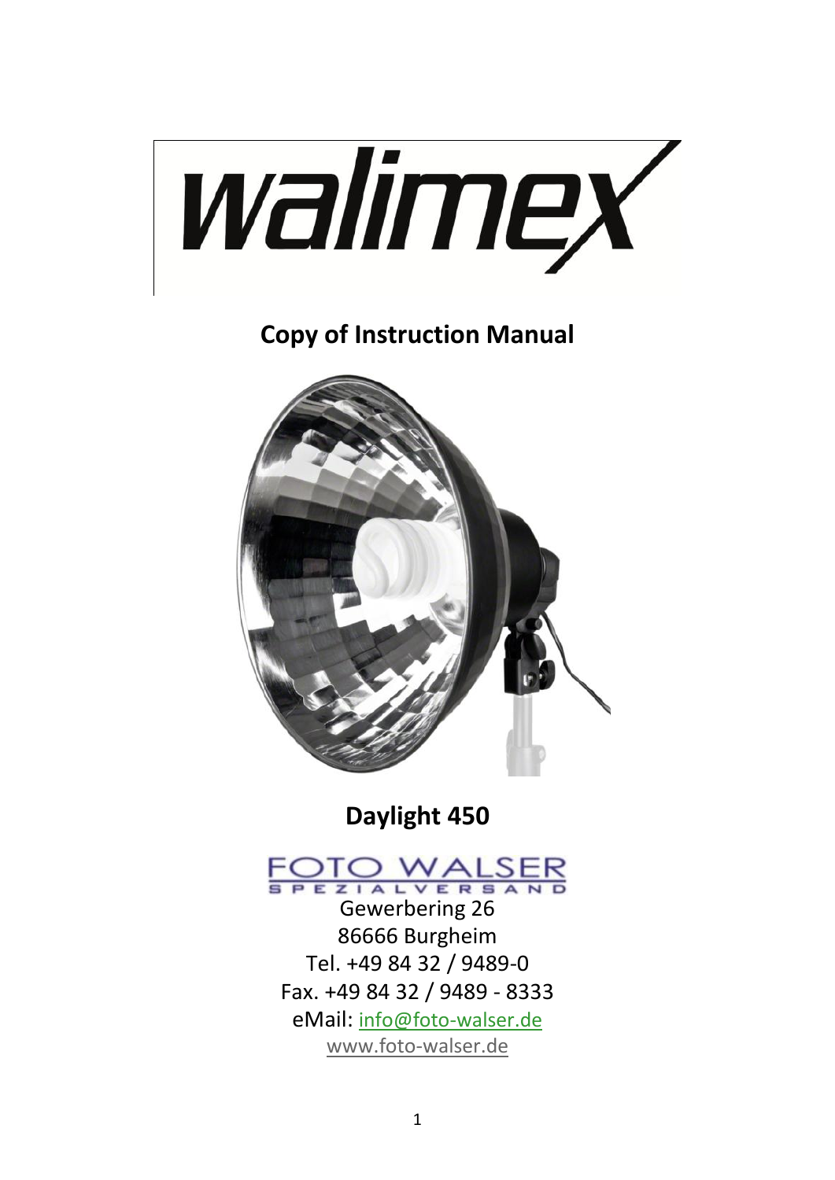walimex

# Copy of Instruction Manual

## Daylight 450

FOTO WALSER
SPEZIALVERSAND

Gewerbering 26
86666 Burgheim
Tel. +49 84 32 / 9489-0
Fax. +49 84 32 / 9489 - 8333
eMail: info@foto-walser.de
www.foto-walser.de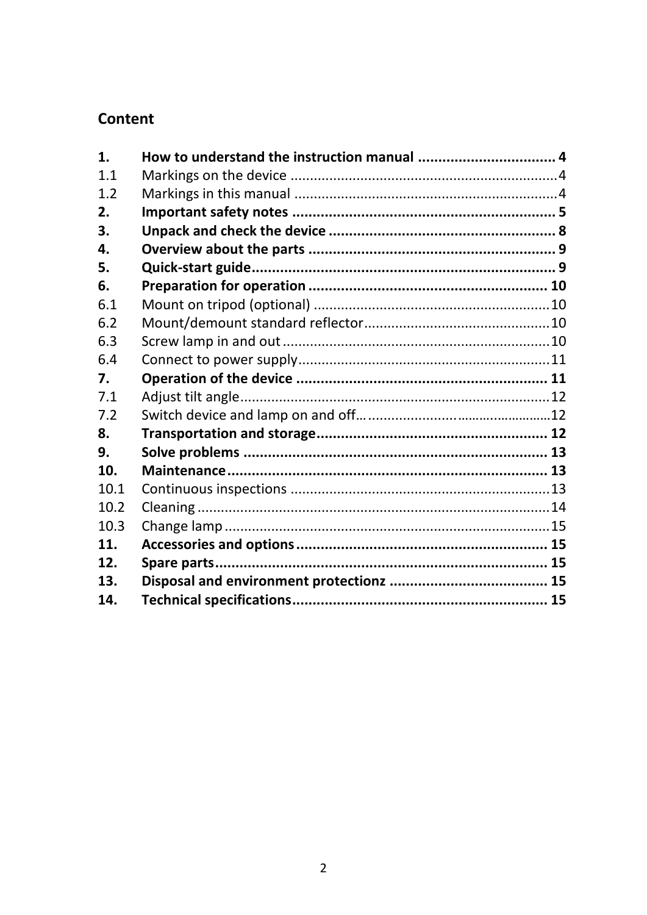## Content

| | | |
|---|---|---|
| **1.** | **How to understand the instruction manual** | **4** |
| 1.1 | Markings on the device | 4 |
| 1.2 | Markings in this manual | 4 |
| **2.** | **Important safety notes** | **5** |
| **3.** | **Unpack and check the device** | **8** |
| **4.** | **Overview about the parts** | **9** |
| **5.** | **Quick-start guide** | **9** |
| **6.** | **Preparation for operation** | **10** |
| 6.1 | Mount on tripod (optional) | 10 |
| 6.2 | Mount/demount standard reflector | 10 |
| 6.3 | Screw lamp in and out | 10 |
| 6.4 | Connect to power supply | 11 |
| **7.** | **Operation of the device** | **11** |
| 7.1 | Adjust tilt angle | 12 |
| 7.2 | Switch device and lamp on and off | 12 |
| **8.** | **Transportation and storage** | **12** |
| **9.** | **Solve problems** | **13** |
| **10.** | **Maintenance** | **13** |
| 10.1 | Continuous inspections | 13 |
| 10.2 | Cleaning | 14 |
| 10.3 | Change lamp | 15 |
| **11.** | **Accessories and options** | **15** |
| **12.** | **Spare parts** | **15** |
| **13.** | **Disposal and environment protectionz** | **15** |
| **14.** | **Technical specifications** | **15** |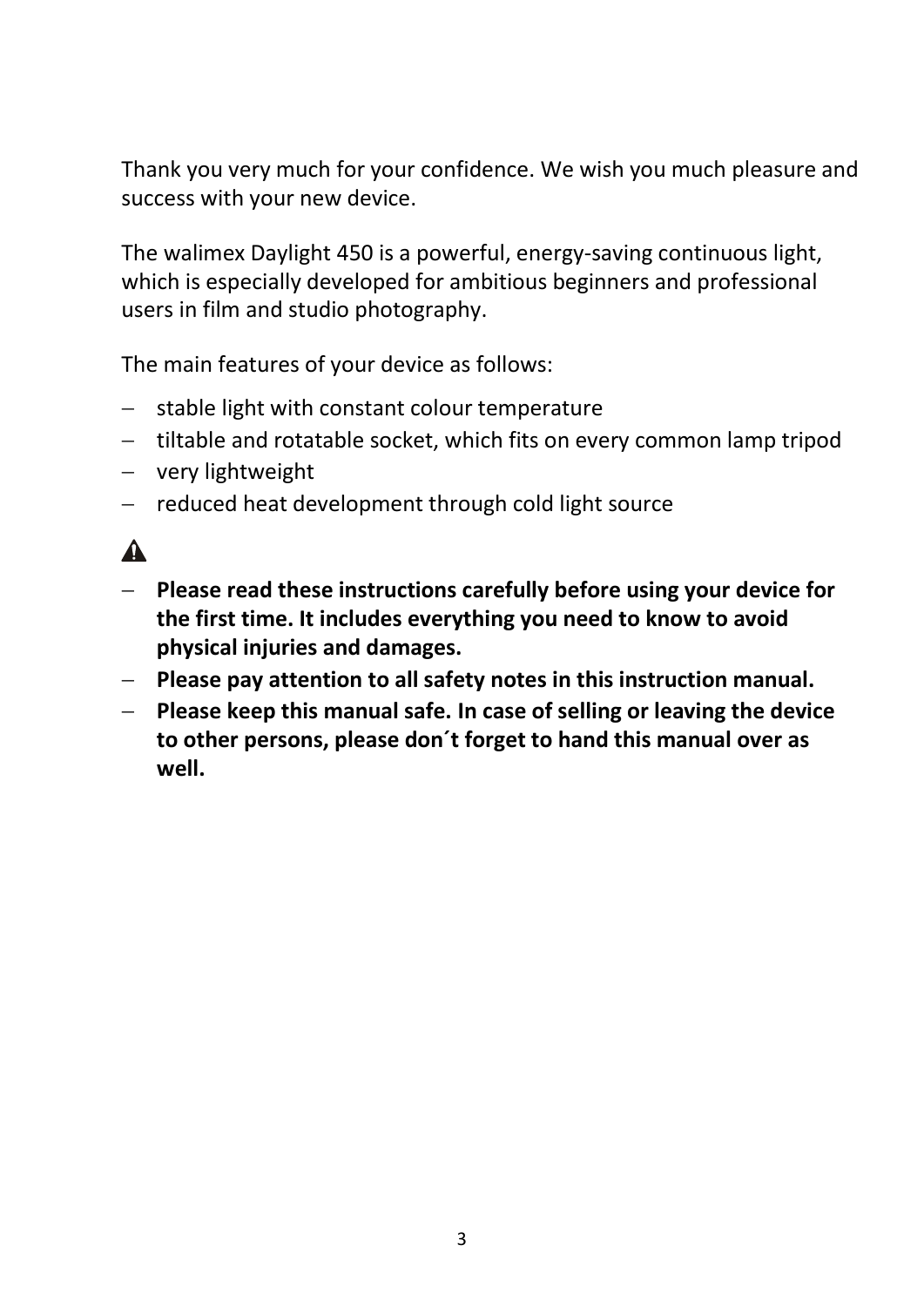Thank you very much for your confidence. We wish you much pleasure and success with your new device.

The walimex Daylight 450 is a powerful, energy-saving continuous light, which is especially developed for ambitious beginners and professional users in film and studio photography.

The main features of your device as follows:

- stable light with constant colour temperature
- tiltable and rotatable socket, which fits on every common lamp tripod
- very lightweight
- reduced heat development through cold light source

⚠

- **Please read these instructions carefully before using your device for the first time. It includes everything you need to know to avoid physical injuries and damages.**
- **Please pay attention to all safety notes in this instruction manual.**
- **Please keep this manual safe. In case of selling or leaving the device to other persons, please don´t forget to hand this manual over as well.**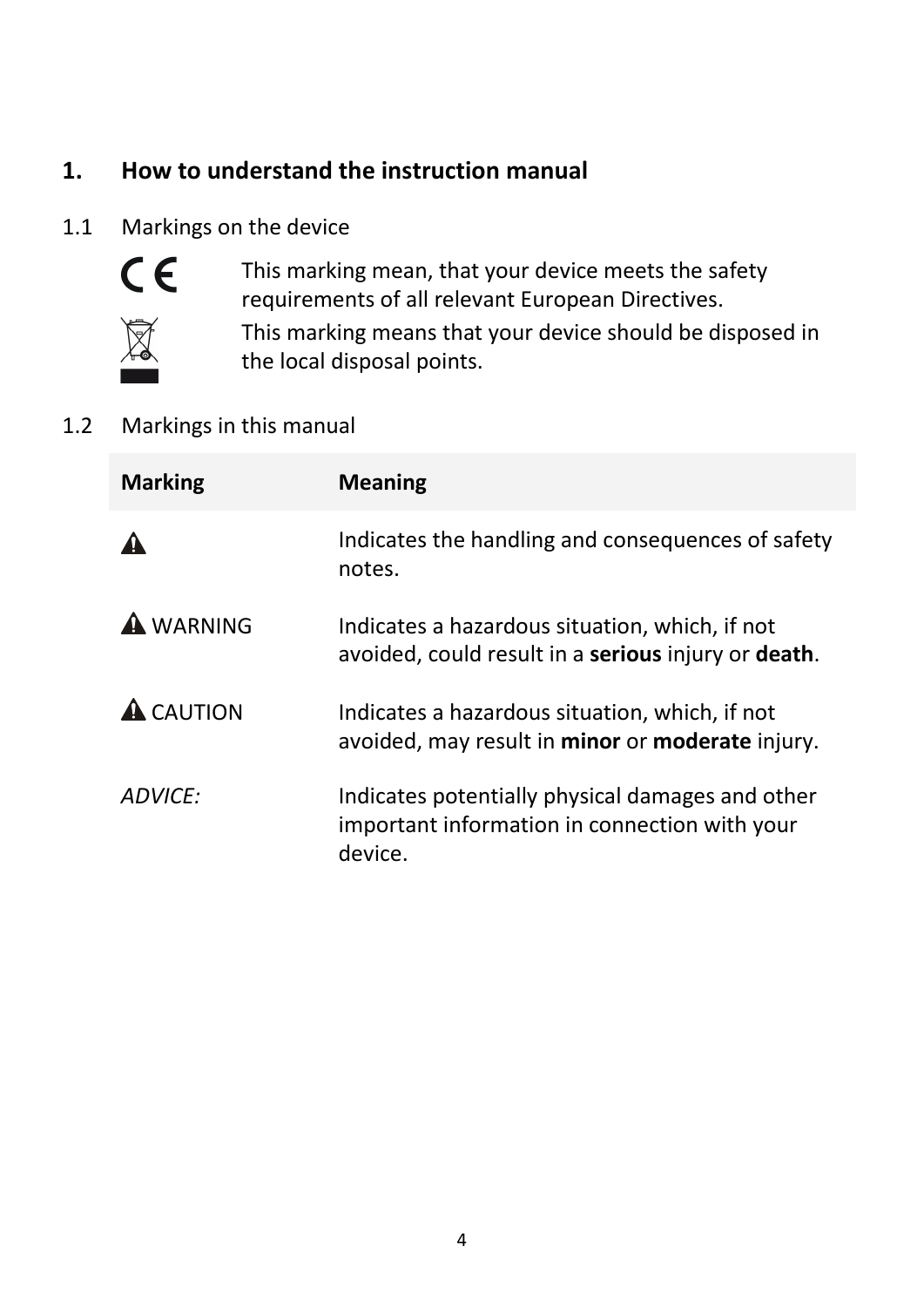## 1. How to understand the instruction manual

### 1.1 Markings on the device

CE — This marking mean, that your device meets the safety requirements of all relevant European Directives.

This marking means that your device should be disposed in the local disposal points.

### 1.2 Markings in this manual

| Marking | Meaning |
|---|---|
| ⚠ | Indicates the handling and consequences of safety notes. |
| ⚠ WARNING | Indicates a hazardous situation, which, if not avoided, could result in a **serious** injury or **death**. |
| ⚠ CAUTION | Indicates a hazardous situation, which, if not avoided, may result in **minor** or **moderate** injury. |
| *ADVICE:* | Indicates potentially physical damages and other important information in connection with your device. |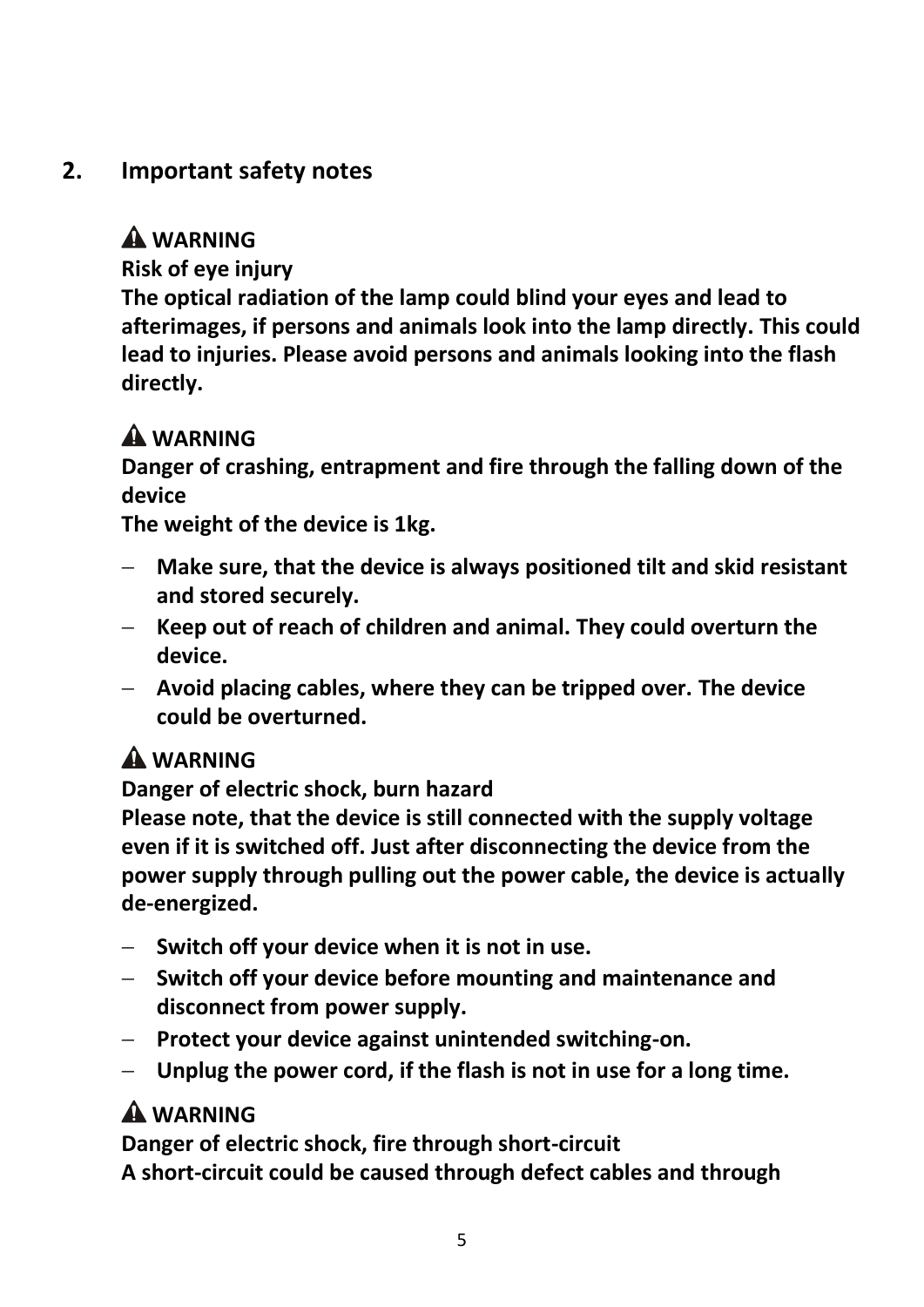## 2. Important safety notes

**⚠ WARNING**

**Risk of eye injury**

**The optical radiation of the lamp could blind your eyes and lead to afterimages, if persons and animals look into the lamp directly. This could lead to injuries. Please avoid persons and animals looking into the flash directly.**

**⚠ WARNING**

**Danger of crashing, entrapment and fire through the falling down of the device**

**The weight of the device is 1kg.**

- **Make sure, that the device is always positioned tilt and skid resistant and stored securely.**
- **Keep out of reach of children and animal. They could overturn the device.**
- **Avoid placing cables, where they can be tripped over. The device could be overturned.**

**⚠ WARNING**

**Danger of electric shock, burn hazard**

**Please note, that the device is still connected with the supply voltage even if it is switched off. Just after disconnecting the device from the power supply through pulling out the power cable, the device is actually de-energized.**

- **Switch off your device when it is not in use.**
- **Switch off your device before mounting and maintenance and disconnect from power supply.**
- **Protect your device against unintended switching-on.**
- **Unplug the power cord, if the flash is not in use for a long time.**

**⚠ WARNING**

**Danger of electric shock, fire through short-circuit**

**A short-circuit could be caused through defect cables and through**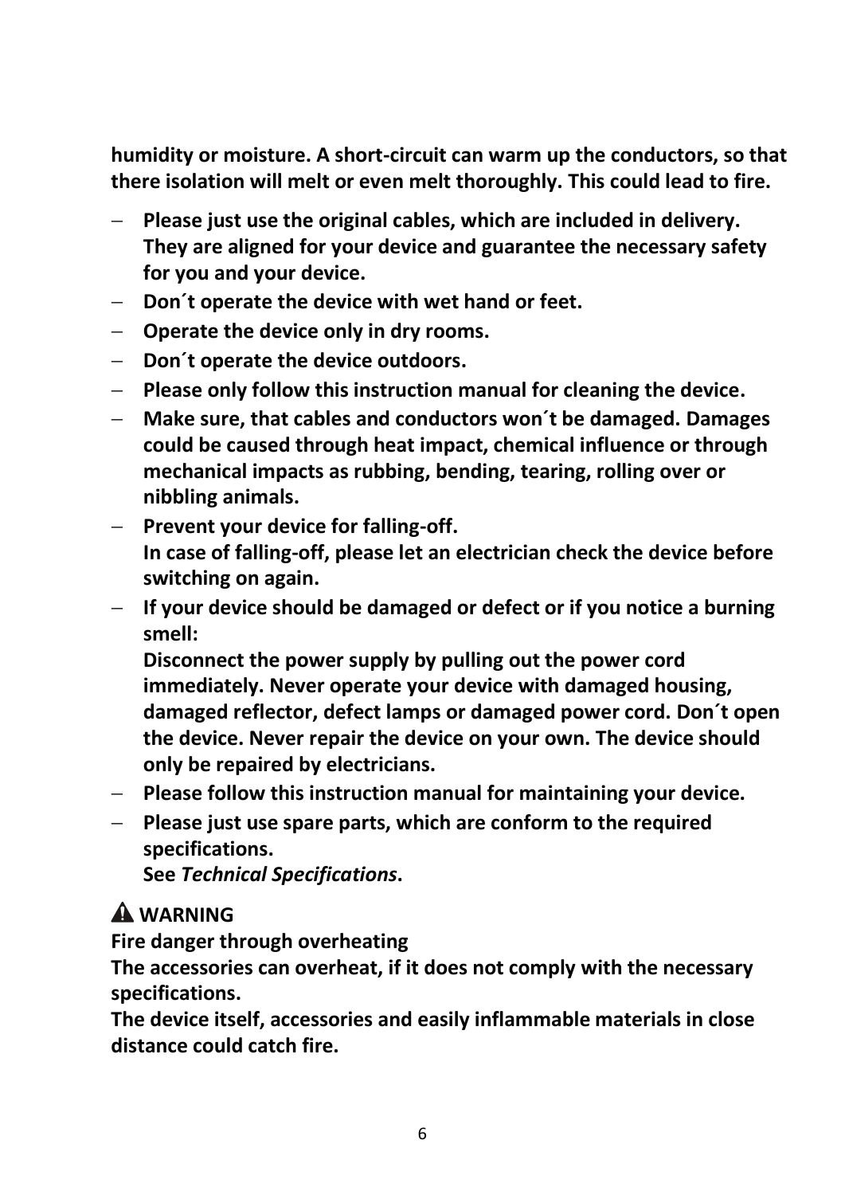**humidity or moisture. A short-circuit can warm up the conductors, so that there isolation will melt or even melt thoroughly. This could lead to fire.**

- **Please just use the original cables, which are included in delivery. They are aligned for your device and guarantee the necessary safety for you and your device.**
- **Don´t operate the device with wet hand or feet.**
- **Operate the device only in dry rooms.**
- **Don´t operate the device outdoors.**
- **Please only follow this instruction manual for cleaning the device.**
- **Make sure, that cables and conductors won´t be damaged. Damages could be caused through heat impact, chemical influence or through mechanical impacts as rubbing, bending, tearing, rolling over or nibbling animals.**
- **Prevent your device for falling-off.**
  **In case of falling-off, please let an electrician check the device before switching on again.**
- **If your device should be damaged or defect or if you notice a burning smell:**
  **Disconnect the power supply by pulling out the power cord immediately. Never operate your device with damaged housing, damaged reflector, defect lamps or damaged power cord. Don´t open the device. Never repair the device on your own. The device should only be repaired by electricians.**
- **Please follow this instruction manual for maintaining your device.**
- **Please just use spare parts, which are conform to the required specifications.**
  **See *Technical Specifications*.**

**⚠ WARNING**

**Fire danger through overheating**

**The accessories can overheat, if it does not comply with the necessary specifications.**

**The device itself, accessories and easily inflammable materials in close distance could catch fire.**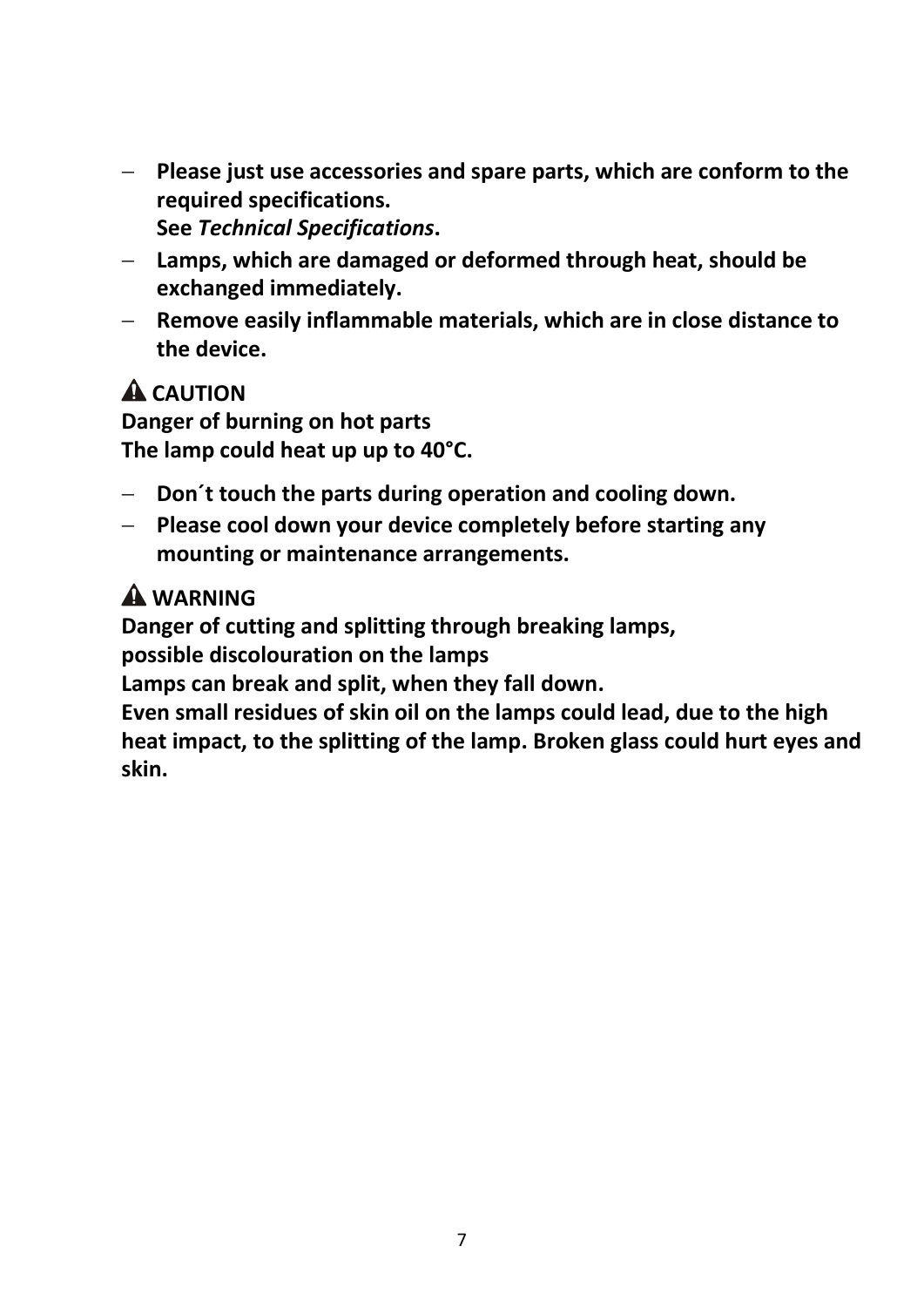- **Please just use accessories and spare parts, which are conform to the required specifications.**
  **See *Technical Specifications*.**
- **Lamps, which are damaged or deformed through heat, should be exchanged immediately.**
- **Remove easily inflammable materials, which are in close distance to the device.**

**⚠ CAUTION**
**Danger of burning on hot parts**
**The lamp could heat up up to 40°C.**

- **Don´t touch the parts during operation and cooling down.**
- **Please cool down your device completely before starting any mounting or maintenance arrangements.**

**⚠ WARNING**
**Danger of cutting and splitting through breaking lamps,**
**possible discolouration on the lamps**
**Lamps can break and split, when they fall down.**
**Even small residues of skin oil on the lamps could lead, due to the high heat impact, to the splitting of the lamp. Broken glass could hurt eyes and skin.**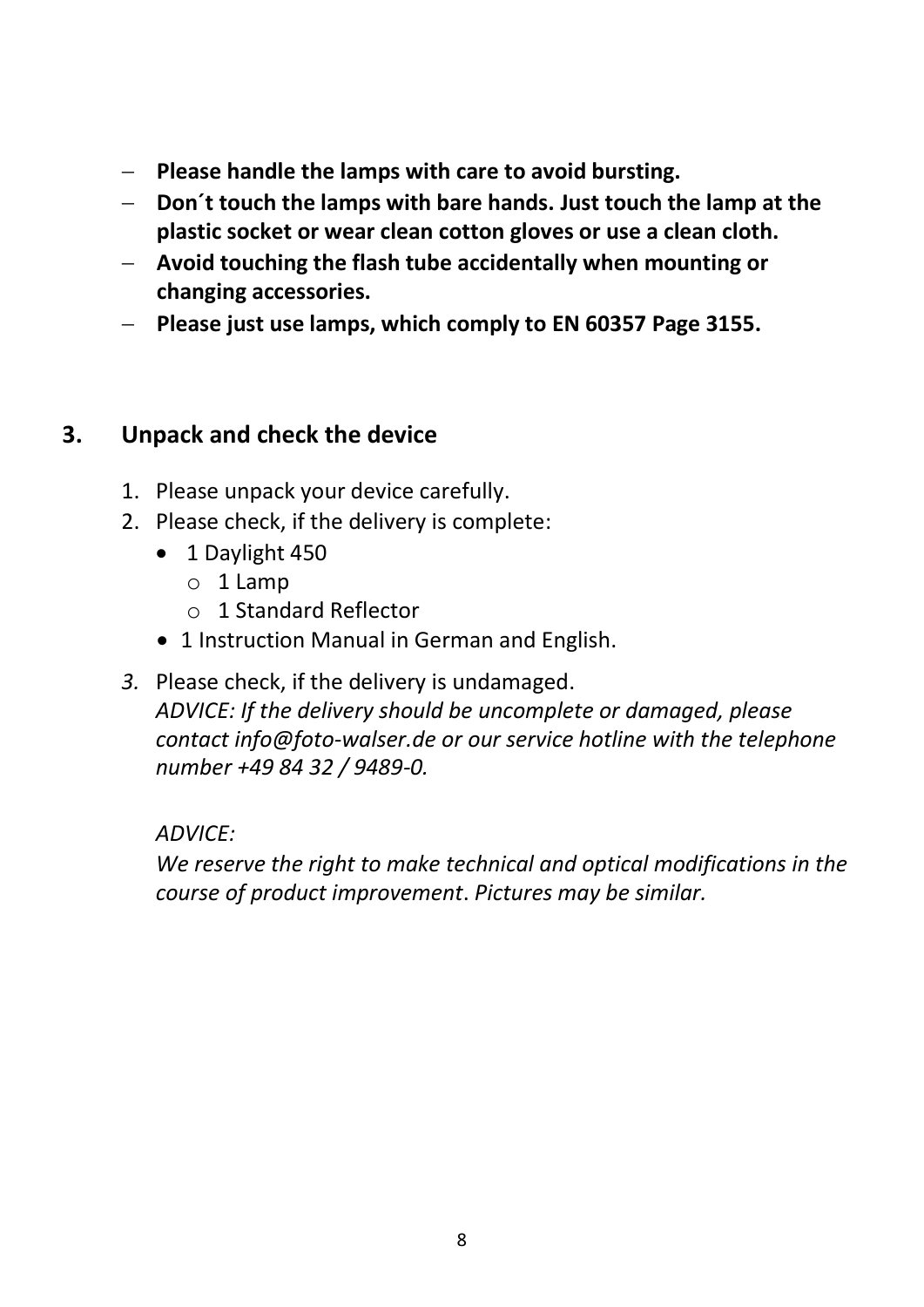- **Please handle the lamps with care to avoid bursting.**
- **Don´t touch the lamps with bare hands. Just touch the lamp at the plastic socket or wear clean cotton gloves or use a clean cloth.**
- **Avoid touching the flash tube accidentally when mounting or changing accessories.**
- **Please just use lamps, which comply to EN 60357 Page 3155.**

## 3. Unpack and check the device

1. Please unpack your device carefully.
2. Please check, if the delivery is complete:
   - 1 Daylight 450
     - 1 Lamp
     - 1 Standard Reflector
   - 1 Instruction Manual in German and English.
3. Please check, if the delivery is undamaged.
   *ADVICE: If the delivery should be uncomplete or damaged, please contact info@foto-walser.de or our service hotline with the telephone number +49 84 32 / 9489-0.*

   *ADVICE:*
   *We reserve the right to make technical and optical modifications in the course of product improvement. Pictures may be similar.*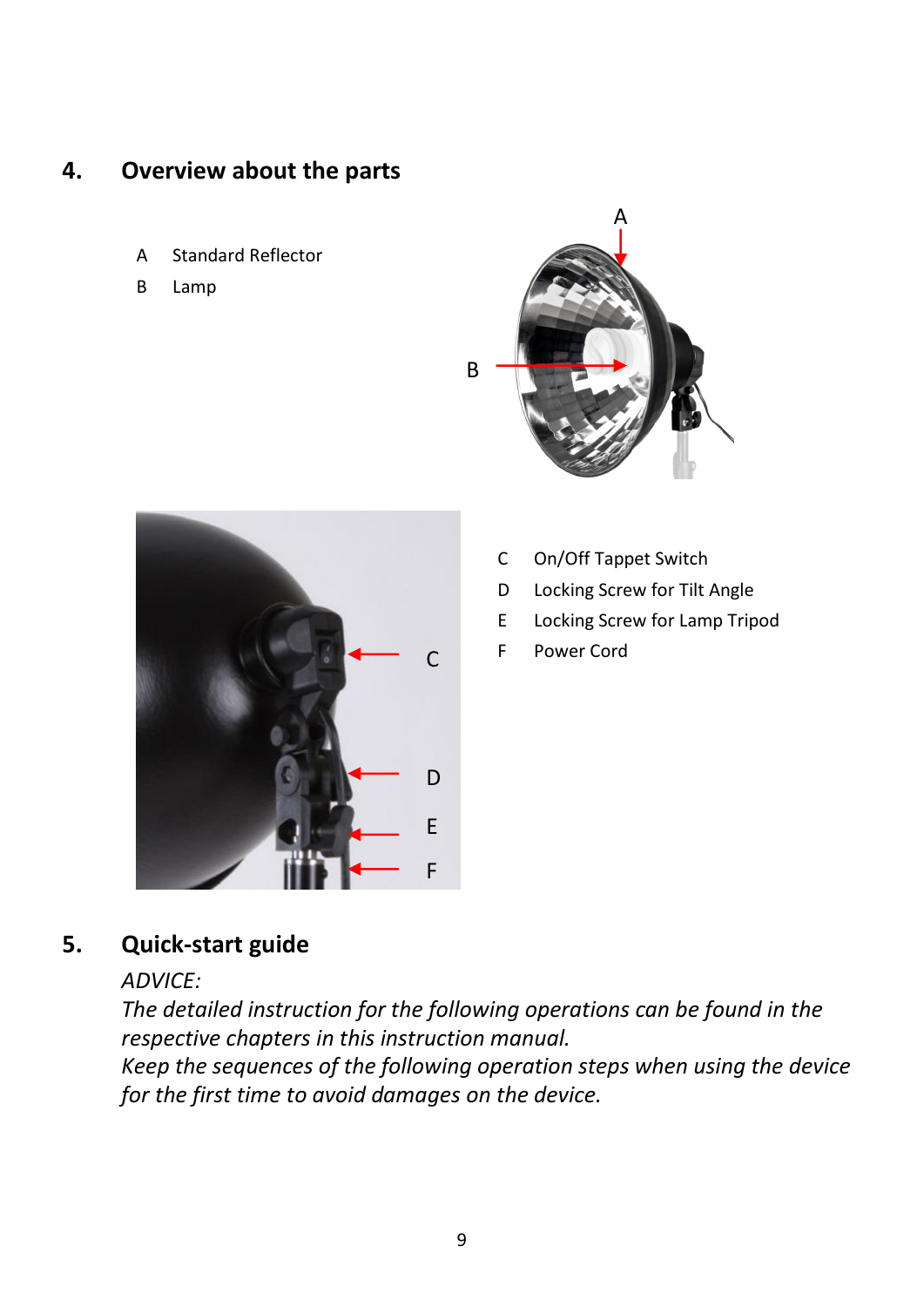## 4. Overview about the parts

A Standard Reflector

B Lamp

C On/Off Tappet Switch

D Locking Screw for Tilt Angle

E Locking Screw for Lamp Tripod

F Power Cord

## 5. Quick-start guide

*ADVICE:*

*The detailed instruction for the following operations can be found in the respective chapters in this instruction manual.*

*Keep the sequences of the following operation steps when using the device for the first time to avoid damages on the device.*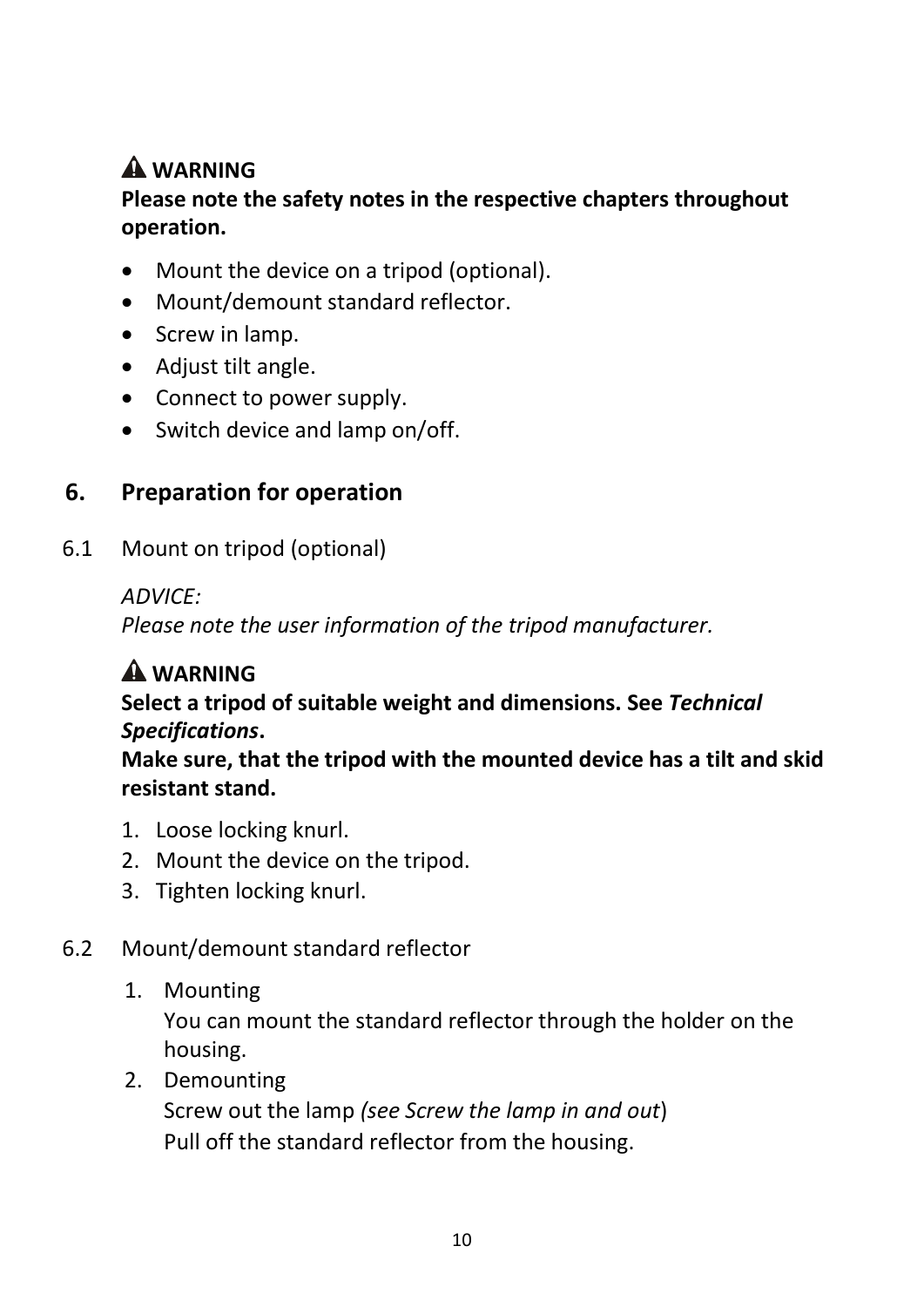**⚠ WARNING**
**Please note the safety notes in the respective chapters throughout operation.**

- Mount the device on a tripod (optional).
- Mount/demount standard reflector.
- Screw in lamp.
- Adjust tilt angle.
- Connect to power supply.
- Switch device and lamp on/off.

## 6. Preparation for operation

### 6.1 Mount on tripod (optional)

*ADVICE:*
*Please note the user information of the tripod manufacturer.*

**⚠ WARNING**
**Select a tripod of suitable weight and dimensions. See *Technical Specifications*.**
**Make sure, that the tripod with the mounted device has a tilt and skid resistant stand.**

1. Loose locking knurl.
2. Mount the device on the tripod.
3. Tighten locking knurl.

### 6.2 Mount/demount standard reflector

1. Mounting
   You can mount the standard reflector through the holder on the housing.
2. Demounting
   Screw out the lamp *(see Screw the lamp in and out*)
   Pull off the standard reflector from the housing.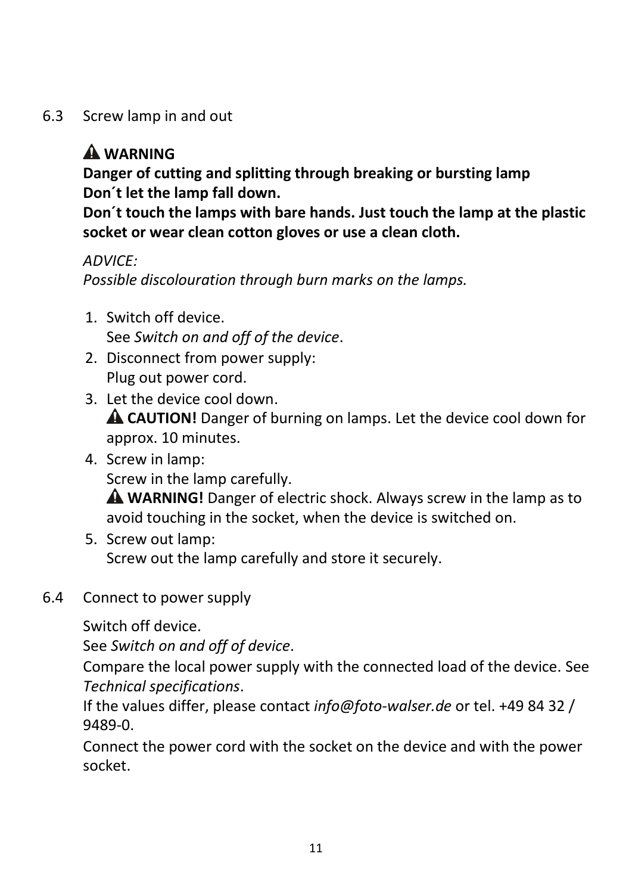## 6.3 Screw lamp in and out

⚠ **WARNING**
**Danger of cutting and splitting through breaking or bursting lamp**
**Don´t let the lamp fall down.**
**Don´t touch the lamps with bare hands. Just touch the lamp at the plastic socket or wear clean cotton gloves or use a clean cloth.**

*ADVICE:*
*Possible discolouration through burn marks on the lamps.*

1. Switch off device.
   See *Switch on and off of the device*.
2. Disconnect from power supply:
   Plug out power cord.
3. Let the device cool down.
   ⚠ **CAUTION!** Danger of burning on lamps. Let the device cool down for approx. 10 minutes.
4. Screw in lamp:
   Screw in the lamp carefully.
   ⚠ **WARNING!** Danger of electric shock. Always screw in the lamp as to avoid touching in the socket, when the device is switched on.
5. Screw out lamp:
   Screw out the lamp carefully and store it securely.

## 6.4 Connect to power supply

Switch off device.
See *Switch on and off of device*.

Compare the local power supply with the connected load of the device. See *Technical specifications*.

If the values differ, please contact *info@foto-walser.de* or tel. +49 84 32 / 9489-0.

Connect the power cord with the socket on the device and with the power socket.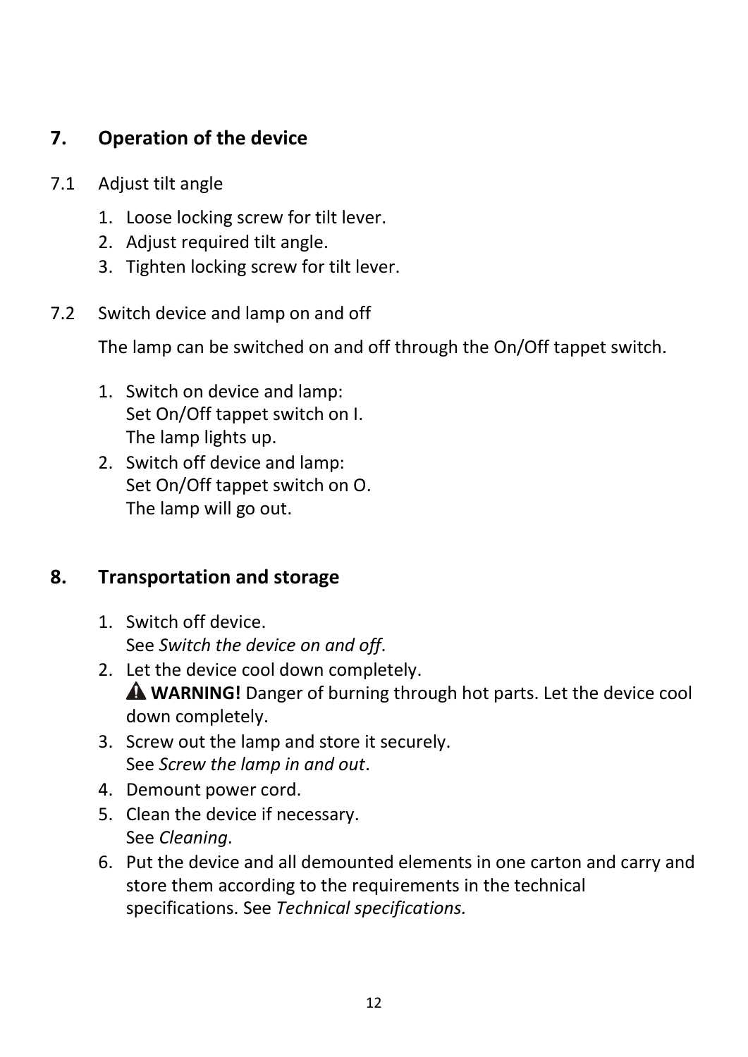## 7. Operation of the device

### 7.1 Adjust tilt angle

1. Loose locking screw for tilt lever.
2. Adjust required tilt angle.
3. Tighten locking screw for tilt lever.

### 7.2 Switch device and lamp on and off

The lamp can be switched on and off through the On/Off tappet switch.

1. Switch on device and lamp:
   Set On/Off tappet switch on I.
   The lamp lights up.
2. Switch off device and lamp:
   Set On/Off tappet switch on O.
   The lamp will go out.

## 8. Transportation and storage

1. Switch off device.
   See *Switch the device on and off*.
2. Let the device cool down completely.
   ⚠ **WARNING!** Danger of burning through hot parts. Let the device cool down completely.
3. Screw out the lamp and store it securely.
   See *Screw the lamp in and out*.
4. Demount power cord.
5. Clean the device if necessary.
   See *Cleaning*.
6. Put the device and all demounted elements in one carton and carry and store them according to the requirements in the technical specifications. See *Technical specifications.*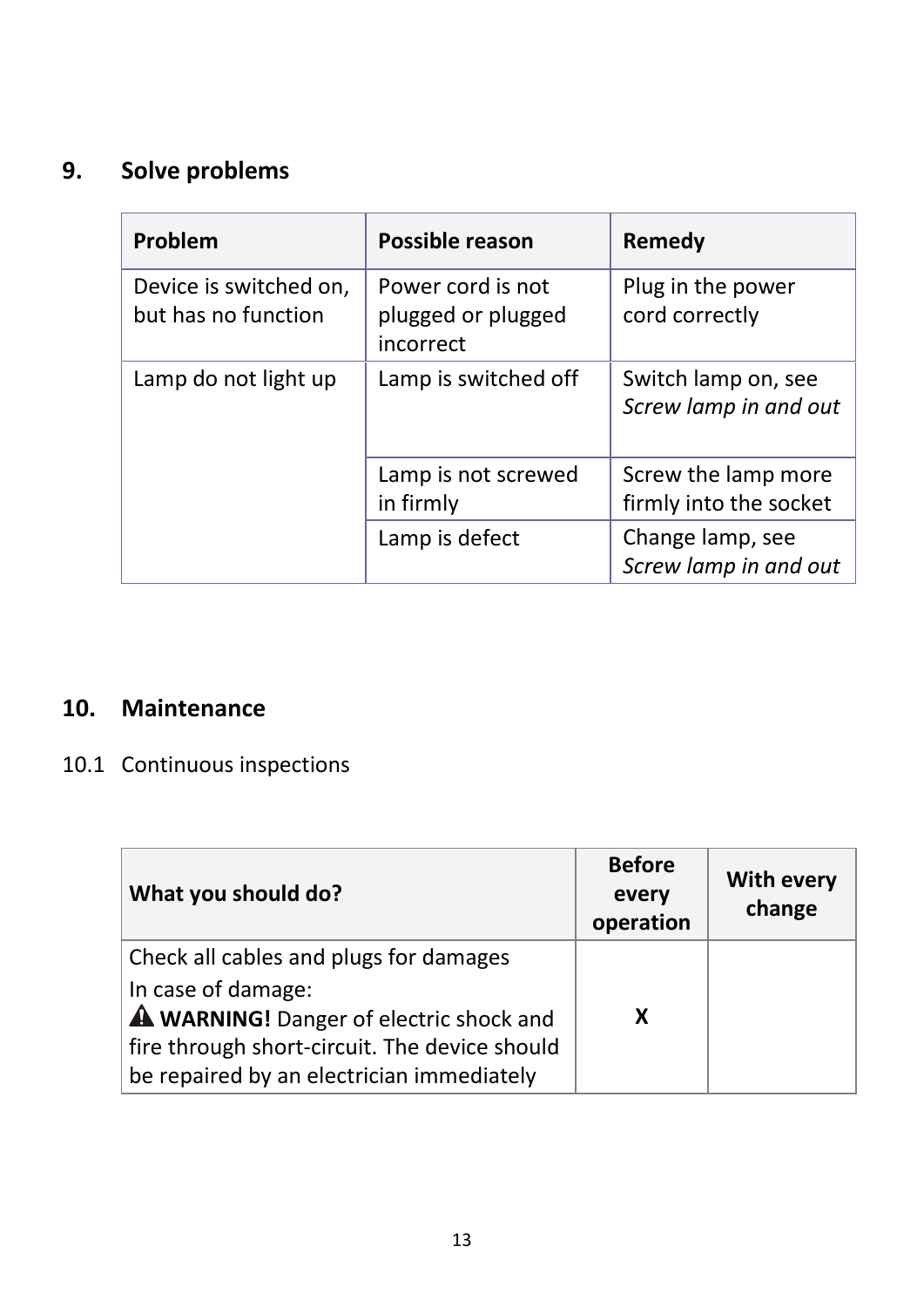## 9. Solve problems

| Problem | Possible reason | Remedy |
| --- | --- | --- |
| Device is switched on, but has no function | Power cord is not plugged or plugged incorrect | Plug in the power cord correctly |
| Lamp do not light up | Lamp is switched off | Switch lamp on, see *Screw lamp in and out* |
| | Lamp is not screwed in firmly | Screw the lamp more firmly into the socket |
| | Lamp is defect | Change lamp, see *Screw lamp in and out* |

## 10. Maintenance

### 10.1 Continuous inspections

| What you should do? | Before every operation | With every change |
| --- | --- | --- |
| Check all cables and plugs for damages<br>In case of damage:<br>⚠ **WARNING!** Danger of electric shock and fire through short-circuit. The device should be repaired by an electrician immediately | X | |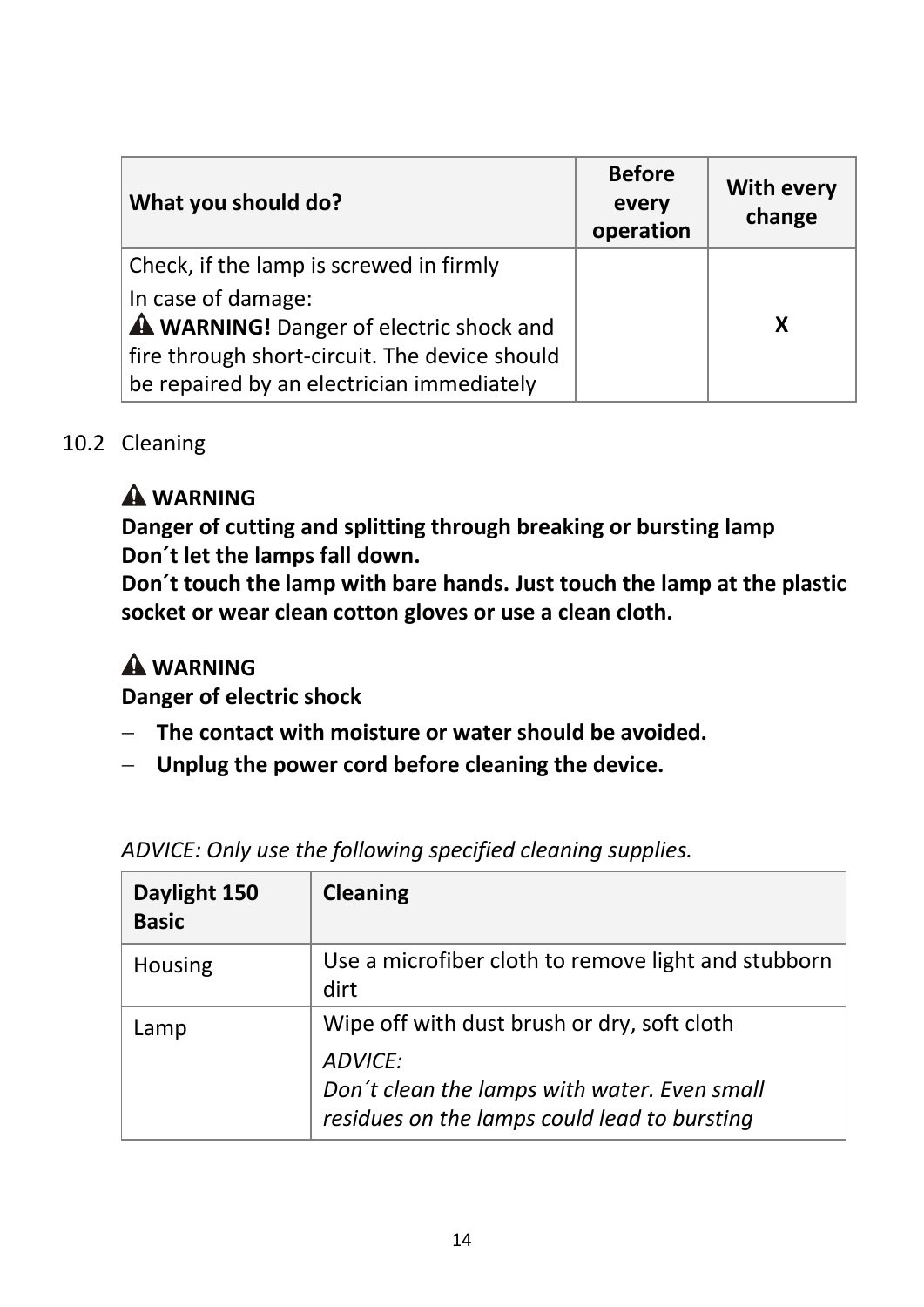| What you should do? | Before every operation | With every change |
|---|---|---|
| Check, if the lamp is screwed in firmly<br>In case of damage:<br>⚠ **WARNING!** Danger of electric shock and fire through short-circuit. The device should be repaired by an electrician immediately | | X |

## 10.2 Cleaning

⚠ **WARNING**
**Danger of cutting and splitting through breaking or bursting lamp**
**Don´t let the lamps fall down.**
**Don´t touch the lamp with bare hands. Just touch the lamp at the plastic socket or wear clean cotton gloves or use a clean cloth.**

⚠ **WARNING**
**Danger of electric shock**

- **The contact with moisture or water should be avoided.**
- **Unplug the power cord before cleaning the device.**

*ADVICE: Only use the following specified cleaning supplies.*

| Daylight 150 Basic | Cleaning |
|---|---|
| Housing | Use a microfiber cloth to remove light and stubborn dirt |
| Lamp | Wipe off with dust brush or dry, soft cloth<br>*ADVICE:*<br>*Don´t clean the lamps with water. Even small residues on the lamps could lead to bursting* |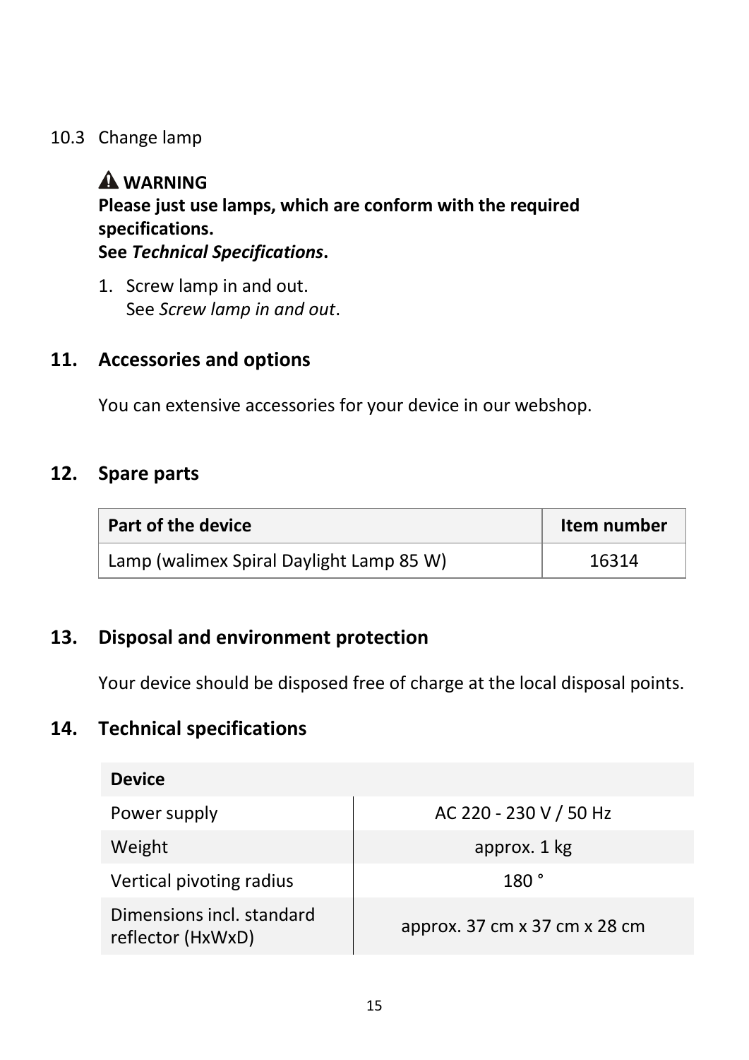### 10.3 Change lamp

⚠ **WARNING**
**Please just use lamps, which are conform with the required specifications.**
**See *Technical Specifications*.**

1. Screw lamp in and out.
   See *Screw lamp in and out*.

## 11. Accessories and options

You can extensive accessories for your device in our webshop.

## 12. Spare parts

| Part of the device | Item number |
|---|---|
| Lamp (walimex Spiral Daylight Lamp 85 W) | 16314 |

## 13. Disposal and environment protection

Your device should be disposed free of charge at the local disposal points.

## 14. Technical specifications

| **Device** | |
|---|---|
| Power supply | AC 220 - 230 V / 50 Hz |
| Weight | approx. 1 kg |
| Vertical pivoting radius | 180 ° |
| Dimensions incl. standard reflector (HxWxD) | approx. 37 cm x 37 cm x 28 cm |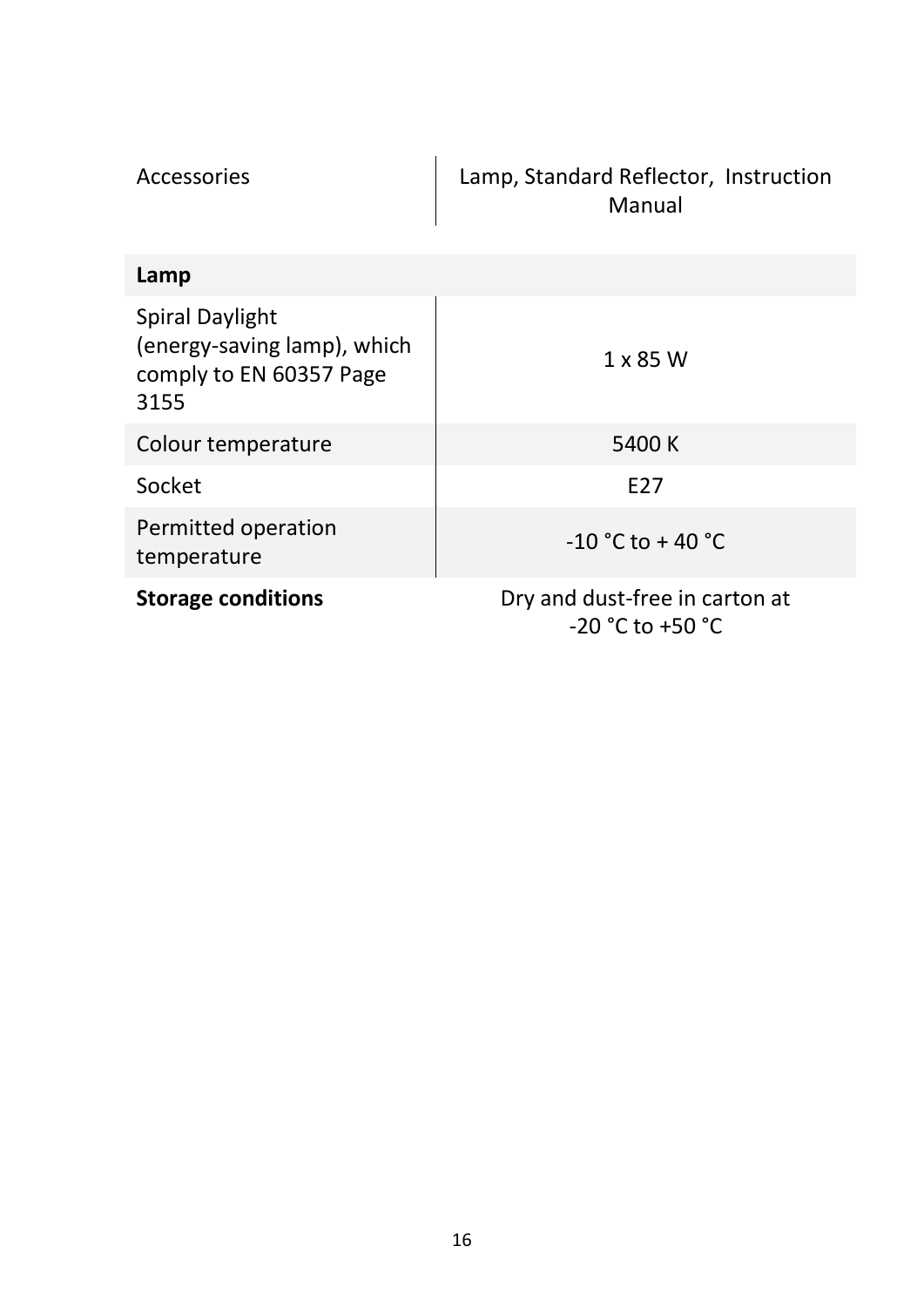| | |
|---|---|
| Accessories | Lamp, Standard Reflector, Instruction Manual |
| **Lamp** | |
| Spiral Daylight (energy-saving lamp), which comply to EN 60357 Page 3155 | 1 x 85 W |
| Colour temperature | 5400 K |
| Socket | E27 |
| Permitted operation temperature | -10 °C to + 40 °C |
| **Storage conditions** | Dry and dust-free in carton at -20 °C to +50 °C |